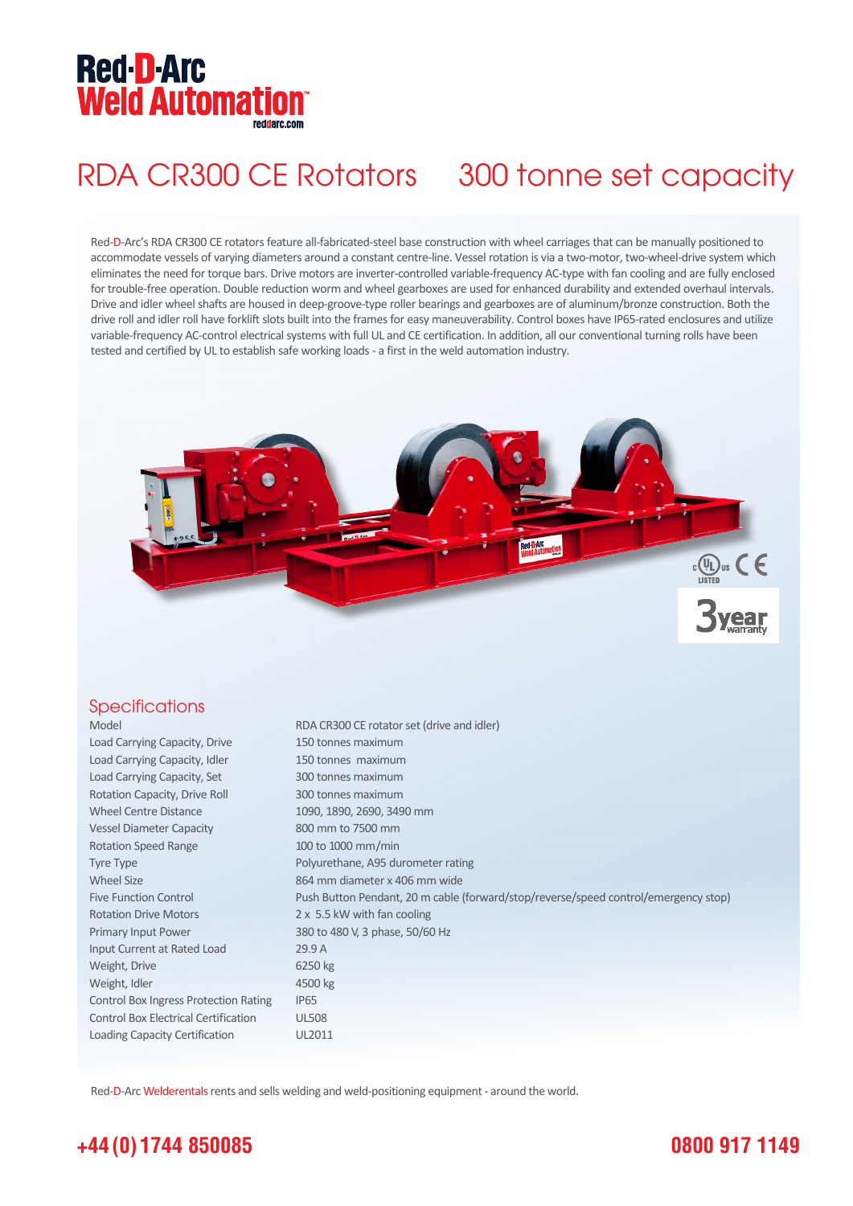Red-D-Arc
Weld Automation™
reddarc.com

# RDA CR300 CE Rotators 300 tonne set capacity

Red-D-Arc's RDA CR300 CE rotators feature all-fabricated-steel base construction with wheel carriages that can be manually positioned to accommodate vessels of varying diameters around a constant centre-line. Vessel rotation is via a two-motor, two-wheel-drive system which eliminates the need for torque bars. Drive motors are inverter-controlled variable-frequency AC-type with fan cooling and are fully enclosed for trouble-free operation. Double reduction worm and wheel gearboxes are used for enhanced durability and extended overhaul intervals. Drive and idler wheel shafts are housed in deep-groove-type roller bearings and gearboxes are of aluminum/bronze construction. Both the drive roll and idler roll have forklift slots built into the frames for easy maneuverability. Control boxes have IP65-rated enclosures and utilize variable-frequency AC-control electrical systems with full UL and CE certification. In addition, all our conventional turning rolls have been tested and certified by UL to establish safe working loads - a first in the weld automation industry.

3 year warranty

## Specifications

| | |
|---|---|
| Model | RDA CR300 CE rotator set (drive and idler) |
| Load Carrying Capacity, Drive | 150 tonnes maximum |
| Load Carrying Capacity, Idler | 150 tonnes maximum |
| Load Carrying Capacity, Set | 300 tonnes maximum |
| Rotation Capacity, Drive Roll | 300 tonnes maximum |
| Wheel Centre Distance | 1090, 1890, 2690, 3490 mm |
| Vessel Diameter Capacity | 800 mm to 7500 mm |
| Rotation Speed Range | 100 to 1000 mm/min |
| Tyre Type | Polyurethane, A95 durometer rating |
| Wheel Size | 864 mm diameter x 406 mm wide |
| Five Function Control | Push Button Pendant, 20 m cable (forward/stop/reverse/speed control/emergency stop) |
| Rotation Drive Motors | 2 x 5.5 kW with fan cooling |
| Primary Input Power | 380 to 480 V, 3 phase, 50/60 Hz |
| Input Current at Rated Load | 29.9 A |
| Weight, Drive | 6250 kg |
| Weight, Idler | 4500 kg |
| Control Box Ingress Protection Rating | IP65 |
| Control Box Electrical Certification | UL508 |
| Loading Capacity Certification | UL2011 |

Red-D-Arc Welderentals rents and sells welding and weld-positioning equipment - around the world.

**+44 (0) 1744 850085** **0800 917 1149**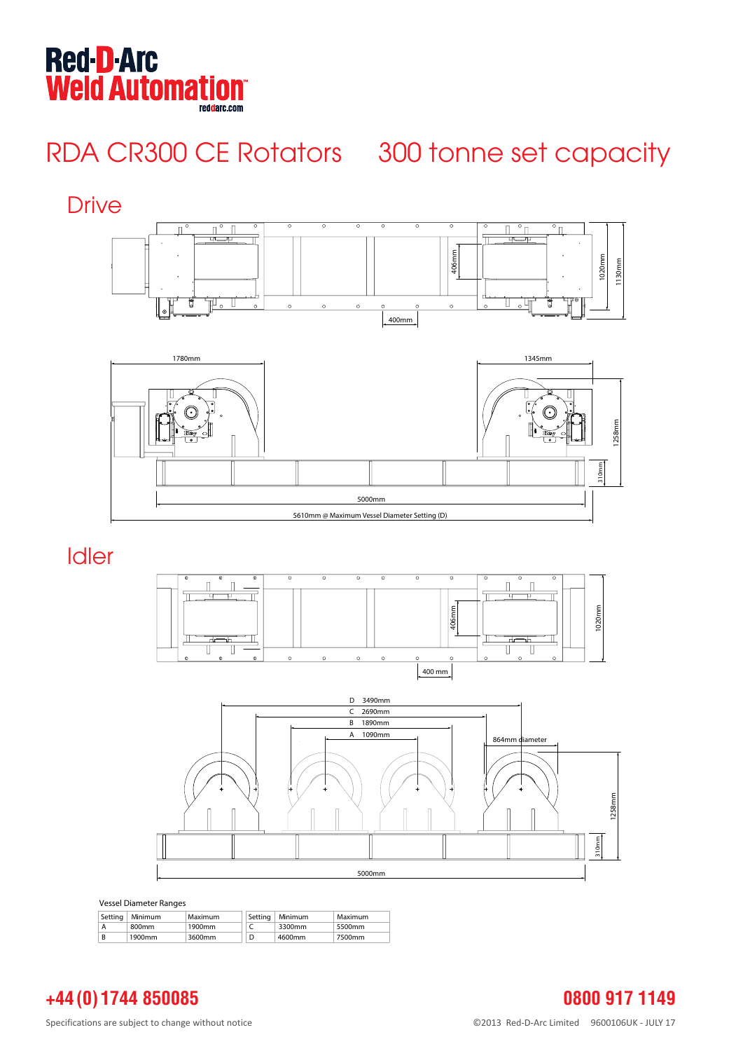Red-D-Arc
Weld Automation
reddarc.com

# RDA CR300 CE Rotators 300 tonne set capacity

## Drive

406mm
1020mm
1130mm
400mm
1780mm
1345mm
1258mm
310mm
5000mm
5610mm @ Maximum Vessel Diameter Setting (D)

## Idler

406mm
1020mm
400 mm
D 3490mm
C 2690mm
B 1890mm
A 1090mm
864mm diameter
1258mm
310mm
5000mm

Vessel Diameter Ranges

| Setting | Minimum | Maximum |
|---|---|---|
| A | 800mm | 1900mm |
| B | 1900mm | 3600mm |
| C | 3300mm | 5500mm |
| D | 4600mm | 7500mm |

**+44 (0) 1744 850085** **0800 917 1149**

Specifications are subject to change without notice

©2013 Red-D-Arc Limited 9600106UK - JULY 17